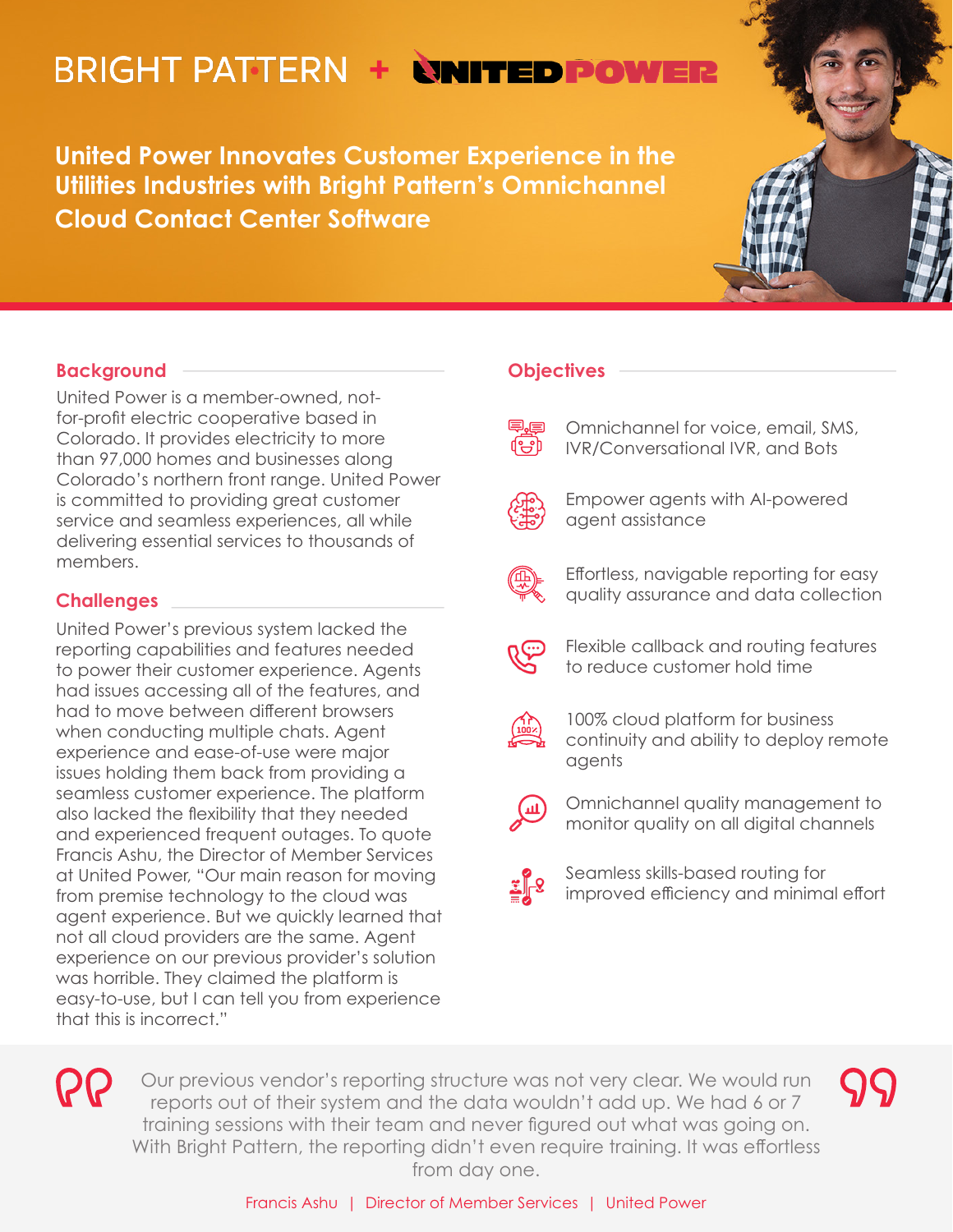BRIGHT PATTERN + UNITED POWER

# United Power Innovates Customer Experience in the Utilities Industries with Bright Pattern's Omnichannel Cloud Contact Center Software

## Background

United Power is a member-owned, not-for-profit electric cooperative based in Colorado. It provides electricity to more than 97,000 homes and businesses along Colorado's northern front range. United Power is committed to providing great customer service and seamless experiences, all while delivering essential services to thousands of members.

## Challenges

United Power's previous system lacked the reporting capabilities and features needed to power their customer experience. Agents had issues accessing all of the features, and had to move between different browsers when conducting multiple chats. Agent experience and ease-of-use were major issues holding them back from providing a seamless customer experience. The platform also lacked the flexibility that they needed and experienced frequent outages. To quote Francis Ashu, the Director of Member Services at United Power, "Our main reason for moving from premise technology to the cloud was agent experience. But we quickly learned that not all cloud providers are the same. Agent experience on our previous provider's solution was horrible. They claimed the platform is easy-to-use, but I can tell you from experience that this is incorrect."

## Objectives

- Omnichannel for voice, email, SMS, IVR/Conversational IVR, and Bots
- Empower agents with AI-powered agent assistance
- Effortless, navigable reporting for easy quality assurance and data collection
- Flexible callback and routing features to reduce customer hold time
- 100% cloud platform for business continuity and ability to deploy remote agents
- Omnichannel quality management to monitor quality on all digital channels
- Seamless skills-based routing for improved efficiency and minimal effort

> Our previous vendor's reporting structure was not very clear. We would run reports out of their system and the data wouldn't add up. We had 6 or 7 training sessions with their team and never figured out what was going on. With Bright Pattern, the reporting didn't even require training. It was effortless from day one.
>
> Francis Ashu | Director of Member Services | United Power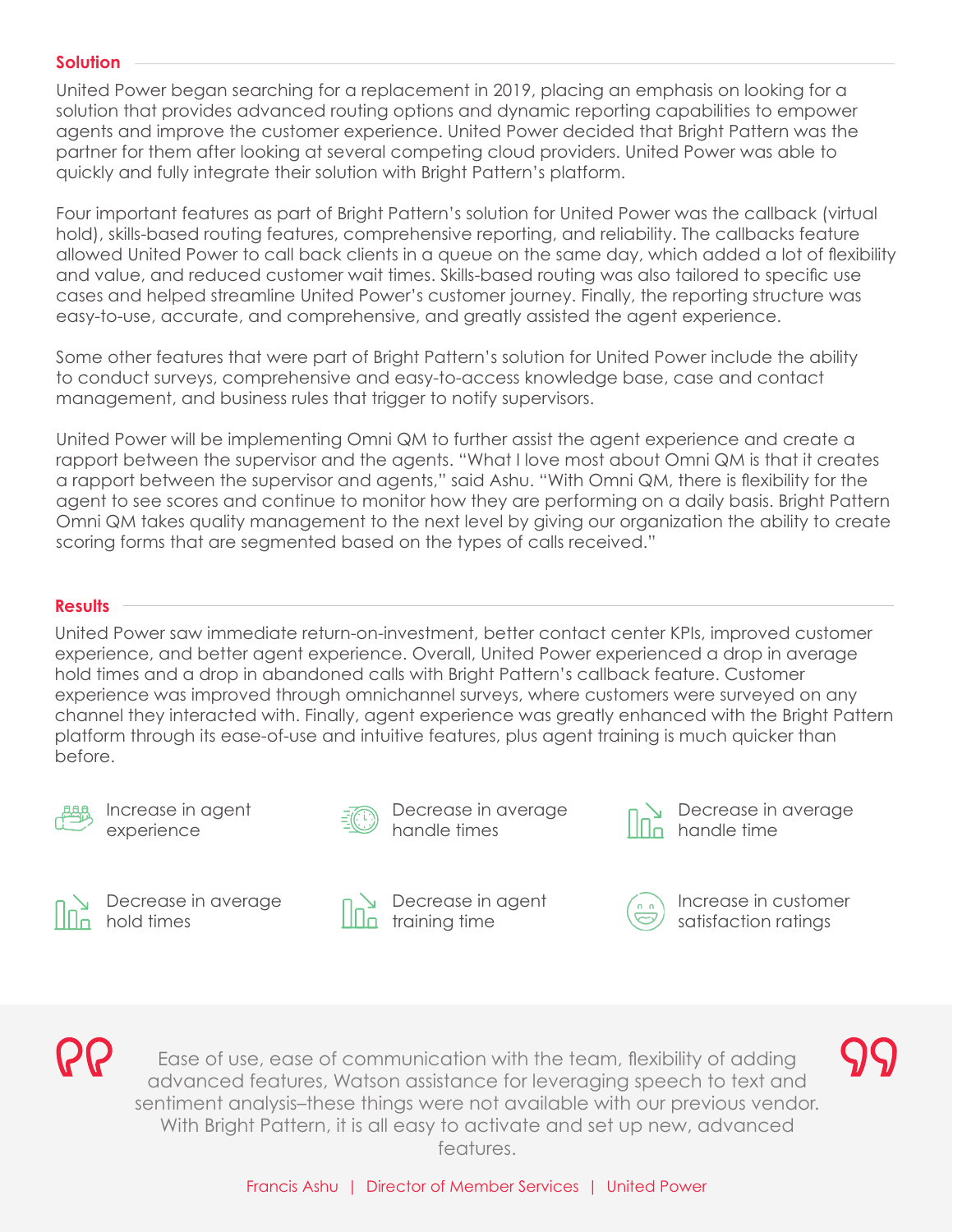## Solution

United Power began searching for a replacement in 2019, placing an emphasis on looking for a solution that provides advanced routing options and dynamic reporting capabilities to empower agents and improve the customer experience. United Power decided that Bright Pattern was the partner for them after looking at several competing cloud providers. United Power was able to quickly and fully integrate their solution with Bright Pattern's platform.

Four important features as part of Bright Pattern's solution for United Power was the callback (virtual hold), skills-based routing features, comprehensive reporting, and reliability. The callbacks feature allowed United Power to call back clients in a queue on the same day, which added a lot of flexibility and value, and reduced customer wait times. Skills-based routing was also tailored to specific use cases and helped streamline United Power's customer journey. Finally, the reporting structure was easy-to-use, accurate, and comprehensive, and greatly assisted the agent experience.

Some other features that were part of Bright Pattern's solution for United Power include the ability to conduct surveys, comprehensive and easy-to-access knowledge base, case and contact management, and business rules that trigger to notify supervisors.

United Power will be implementing Omni QM to further assist the agent experience and create a rapport between the supervisor and the agents. "What I love most about Omni QM is that it creates a rapport between the supervisor and agents," said Ashu. "With Omni QM, there is flexibility for the agent to see scores and continue to monitor how they are performing on a daily basis. Bright Pattern Omni QM takes quality management to the next level by giving our organization the ability to create scoring forms that are segmented based on the types of calls received."

## Results

United Power saw immediate return-on-investment, better contact center KPIs, improved customer experience, and better agent experience. Overall, United Power experienced a drop in average hold times and a drop in abandoned calls with Bright Pattern's callback feature. Customer experience was improved through omnichannel surveys, where customers were surveyed on any channel they interacted with. Finally, agent experience was greatly enhanced with the Bright Pattern platform through its ease-of-use and intuitive features, plus agent training is much quicker than before.

- Increase in agent experience
- Decrease in average handle times
- Decrease in average handle time
- Decrease in average hold times
- Decrease in agent training time
- Increase in customer satisfaction ratings

> Ease of use, ease of communication with the team, flexibility of adding advanced features, Watson assistance for leveraging speech to text and sentiment analysis–these things were not available with our previous vendor. With Bright Pattern, it is all easy to activate and set up new, advanced features.

Francis Ashu | Director of Member Services | United Power